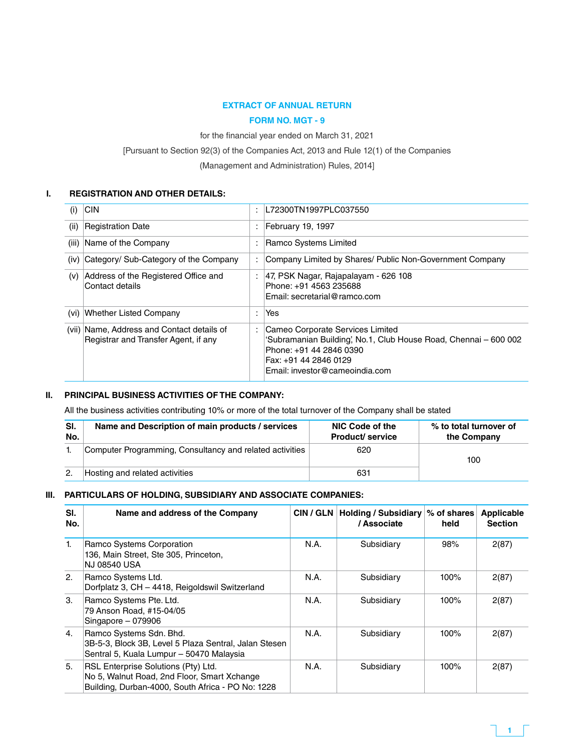**EXTRACT OF ANNUAL RETURN**

**FORM NO. MGT - 9**

for the financial year ended on March 31, 2021

[Pursuant to Section 92(3) of the Companies Act, 2013 and Rule 12(1) of the Companies (Management and Administration) Rules, 2014]

## I. REGISTRATION AND OTHER DETAILS:

| | | | |
|---|---|---|---|
| (i) | CIN | : | L72300TN1997PLC037550 |
| (ii) | Registration Date | : | February 19, 1997 |
| (iii) | Name of the Company | : | Ramco Systems Limited |
| (iv) | Category/ Sub-Category of the Company | : | Company Limited by Shares/ Public Non-Government Company |
| (v) | Address of the Registered Office and Contact details | : | 47, PSK Nagar, Rajapalayam - 626 108<br>Phone: +91 4563 235688<br>Email: secretarial@ramco.com |
| (vi) | Whether Listed Company | : | Yes |
| (vii) | Name, Address and Contact details of Registrar and Transfer Agent, if any | : | Cameo Corporate Services Limited<br>'Subramanian Building', No.1, Club House Road, Chennai – 600 002<br>Phone: +91 44 2846 0390<br>Fax: +91 44 2846 0129<br>Email: investor@cameoindia.com |

## II. PRINCIPAL BUSINESS ACTIVITIES OF THE COMPANY:

All the business activities contributing 10% or more of the total turnover of the Company shall be stated

| Sl. No. | Name and Description of main products / services | NIC Code of the Product/ service | % to total turnover of the Company |
|---|---|---|---|
| 1. | Computer Programming, Consultancy and related activities | 620 | 100 |
| 2. | Hosting and related activities | 631 | |

## III. PARTICULARS OF HOLDING, SUBSIDIARY AND ASSOCIATE COMPANIES:

| Sl. No. | Name and address of the Company | CIN / GLN | Holding / Subsidiary / Associate | % of shares held | Applicable Section |
|---|---|---|---|---|---|
| 1. | Ramco Systems Corporation<br>136, Main Street, Ste 305, Princeton, NJ 08540 USA | N.A. | Subsidiary | 98% | 2(87) |
| 2. | Ramco Systems Ltd.<br>Dorfplatz 3, CH – 4418, Reigoldswil Switzerland | N.A. | Subsidiary | 100% | 2(87) |
| 3. | Ramco Systems Pte. Ltd.<br>79 Anson Road, #15-04/05<br>Singapore – 079906 | N.A. | Subsidiary | 100% | 2(87) |
| 4. | Ramco Systems Sdn. Bhd.<br>3B-5-3, Block 3B, Level 5 Plaza Sentral, Jalan Stesen Sentral 5, Kuala Lumpur – 50470 Malaysia | N.A. | Subsidiary | 100% | 2(87) |
| 5. | RSL Enterprise Solutions (Pty) Ltd.<br>No 5, Walnut Road, 2nd Floor, Smart Xchange Building, Durban-4000, South Africa - PO No: 1228 | N.A. | Subsidiary | 100% | 2(87) |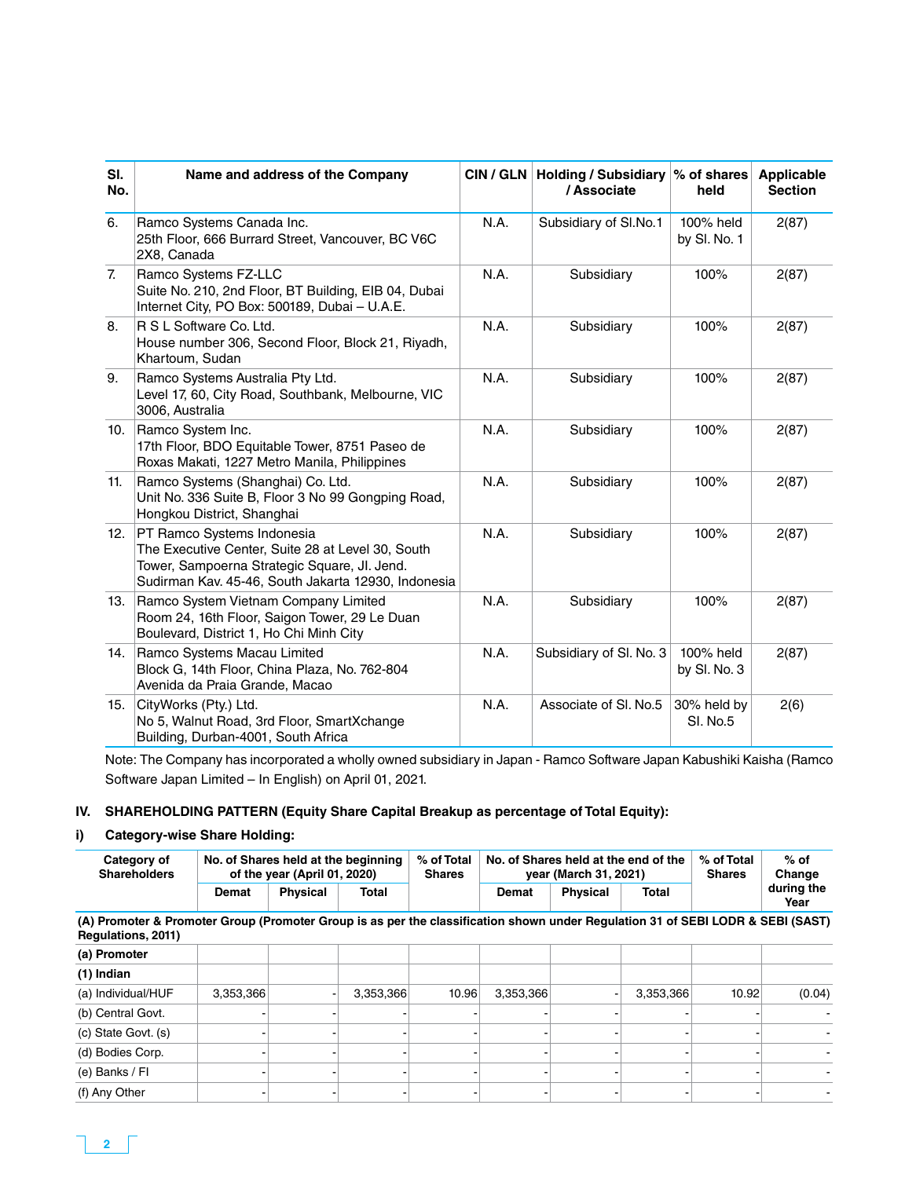| Sl. No. | Name and address of the Company | CIN / GLN | Holding / Subsidiary / Associate | % of shares held | Applicable Section |
|---|---|---|---|---|---|
| 6. | Ramco Systems Canada Inc.<br>25th Floor, 666 Burrard Street, Vancouver, BC V6C 2X8, Canada | N.A. | Subsidiary of Sl.No.1 | 100% held by Sl. No. 1 | 2(87) |
| 7. | Ramco Systems FZ-LLC<br>Suite No. 210, 2nd Floor, BT Building, EIB 04, Dubai Internet City, PO Box: 500189, Dubai – U.A.E. | N.A. | Subsidiary | 100% | 2(87) |
| 8. | R S L Software Co. Ltd.<br>House number 306, Second Floor, Block 21, Riyadh, Khartoum, Sudan | N.A. | Subsidiary | 100% | 2(87) |
| 9. | Ramco Systems Australia Pty Ltd.<br>Level 17, 60, City Road, Southbank, Melbourne, VIC 3006, Australia | N.A. | Subsidiary | 100% | 2(87) |
| 10. | Ramco System Inc.<br>17th Floor, BDO Equitable Tower, 8751 Paseo de Roxas Makati, 1227 Metro Manila, Philippines | N.A. | Subsidiary | 100% | 2(87) |
| 11. | Ramco Systems (Shanghai) Co. Ltd.<br>Unit No. 336 Suite B, Floor 3 No 99 Gongping Road, Hongkou District, Shanghai | N.A. | Subsidiary | 100% | 2(87) |
| 12. | PT Ramco Systems Indonesia<br>The Executive Center, Suite 28 at Level 30, South Tower, Sampoerna Strategic Square, Jl. Jend. Sudirman Kav. 45-46, South Jakarta 12930, Indonesia | N.A. | Subsidiary | 100% | 2(87) |
| 13. | Ramco System Vietnam Company Limited<br>Room 24, 16th Floor, Saigon Tower, 29 Le Duan Boulevard, District 1, Ho Chi Minh City | N.A. | Subsidiary | 100% | 2(87) |
| 14. | Ramco Systems Macau Limited<br>Block G, 14th Floor, China Plaza, No. 762-804 Avenida da Praia Grande, Macao | N.A. | Subsidiary of Sl. No. 3 | 100% held by Sl. No. 3 | 2(87) |
| 15. | CityWorks (Pty.) Ltd.<br>No 5, Walnut Road, 3rd Floor, SmartXchange Building, Durban-4001, South Africa | N.A. | Associate of Sl. No.5 | 30% held by Sl. No.5 | 2(6) |

Note: The Company has incorporated a wholly owned subsidiary in Japan - Ramco Software Japan Kabushiki Kaisha (Ramco Software Japan Limited – In English) on April 01, 2021.

## IV. SHAREHOLDING PATTERN (Equity Share Capital Breakup as percentage of Total Equity):

### i) Category-wise Share Holding:

| Category of Shareholders | No. of Shares held at the beginning of the year (April 01, 2020) | | | % of Total Shares | No. of Shares held at the end of the year (March 31, 2021) | | | % of Total Shares | % of Change during the Year |
|---|---|---|---|---|---|---|---|---|---|
| | Demat | Physical | Total | | Demat | Physical | Total | | |
| **(A) Promoter & Promoter Group (Promoter Group is as per the classification shown under Regulation 31 of SEBI LODR & SEBI (SAST) Regulations, 2011)** | | | | | | | | | |
| **(a) Promoter** | | | | | | | | | |
| **(1) Indian** | | | | | | | | | |
| (a) Individual/HUF | 3,353,366 | - | 3,353,366 | 10.96 | 3,353,366 | - | 3,353,366 | 10.92 | (0.04) |
| (b) Central Govt. | - | - | - | - | - | - | - | - | - |
| (c) State Govt. (s) | - | - | - | - | - | - | - | - | - |
| (d) Bodies Corp. | - | - | - | - | - | - | - | - | - |
| (e) Banks / FI | - | - | - | - | - | - | - | - | - |
| (f) Any Other | - | - | - | - | - | - | - | - | - |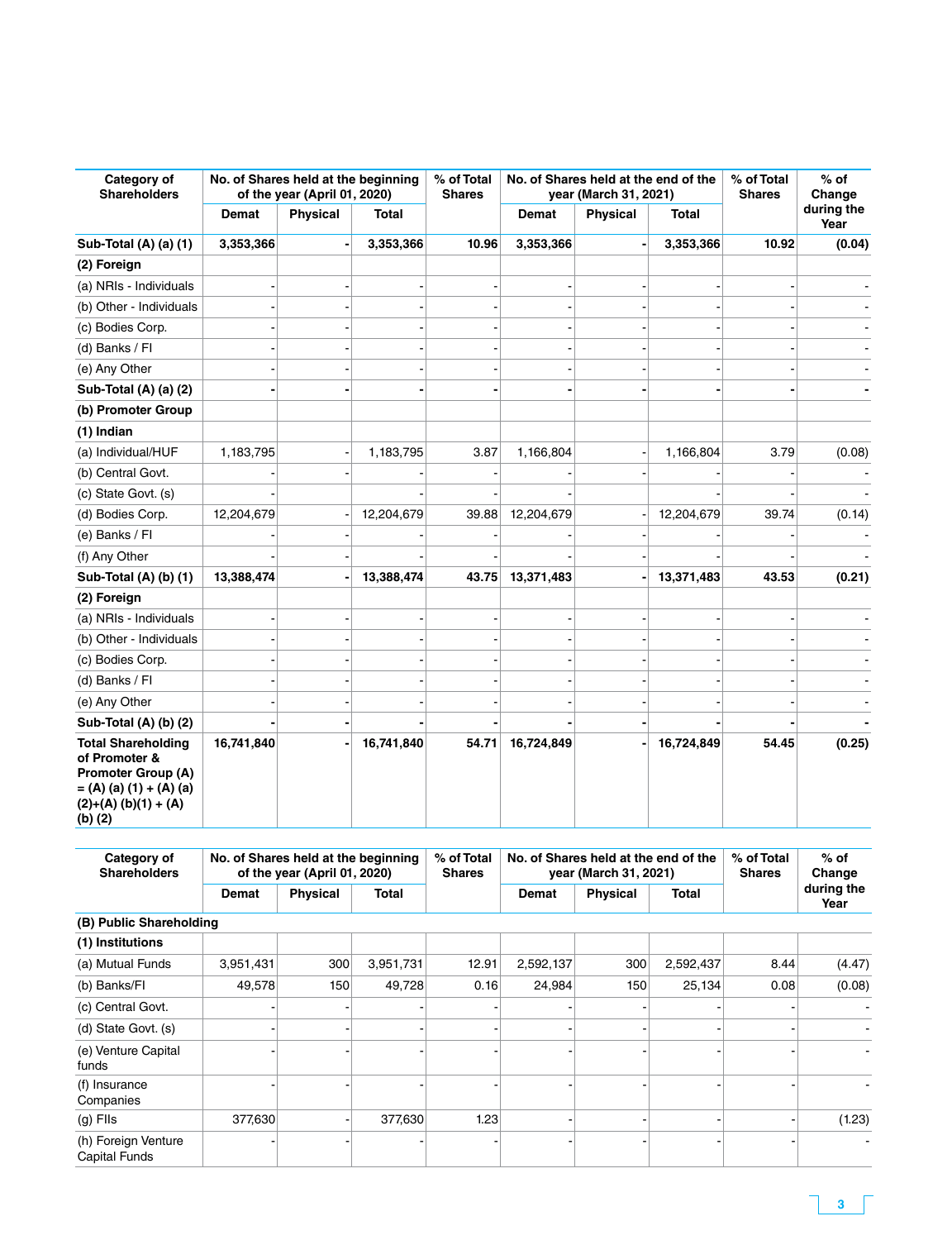| Category of Shareholders | No. of Shares held at the beginning of the year (April 01, 2020) | | | % of Total Shares | No. of Shares held at the end of the year (March 31, 2021) | | | % of Total Shares | % of Change during the Year |
|---|---|---|---|---|---|---|---|---|---|
| | Demat | Physical | Total | | Demat | Physical | Total | | |
| **Sub-Total (A) (a) (1)** | **3,353,366** | **-** | **3,353,366** | **10.96** | **3,353,366** | **-** | **3,353,366** | **10.92** | **(0.04)** |
| **(2) Foreign** | | | | | | | | | |
| (a) NRIs - Individuals | - | - | - | - | - | - | - | - | - |
| (b) Other - Individuals | - | - | - | - | - | - | - | - | - |
| (c) Bodies Corp. | - | - | - | - | - | - | - | - | - |
| (d) Banks / FI | - | - | - | - | - | - | - | - | - |
| (e) Any Other | - | - | - | - | - | - | - | - | - |
| **Sub-Total (A) (a) (2)** | **-** | **-** | **-** | **-** | **-** | **-** | **-** | **-** | **-** |
| **(b) Promoter Group** | | | | | | | | | |
| **(1) Indian** | | | | | | | | | |
| (a) Individual/HUF | 1,183,795 | - | 1,183,795 | 3.87 | 1,166,804 | - | 1,166,804 | 3.79 | (0.08) |
| (b) Central Govt. | - | - | - | - | - | - | - | - | - |
| (c) State Govt. (s) | - | | | - | - | | | - | - |
| (d) Bodies Corp. | 12,204,679 | - | 12,204,679 | 39.88 | 12,204,679 | - | 12,204,679 | 39.74 | (0.14) |
| (e) Banks / FI | - | - | - | - | - | - | - | - | - |
| (f) Any Other | - | - | - | - | - | - | - | - | - |
| **Sub-Total (A) (b) (1)** | **13,388,474** | **-** | **13,388,474** | **43.75** | **13,371,483** | **-** | **13,371,483** | **43.53** | **(0.21)** |
| **(2) Foreign** | | | | | | | | | |
| (a) NRIs - Individuals | - | - | - | - | - | - | - | - | - |
| (b) Other - Individuals | - | - | - | - | - | - | - | - | - |
| (c) Bodies Corp. | - | - | - | - | - | - | - | - | - |
| (d) Banks / FI | - | - | - | - | - | - | - | - | - |
| (e) Any Other | - | - | - | - | - | - | - | - | - |
| **Sub-Total (A) (b) (2)** | **-** | **-** | **-** | **-** | **-** | **-** | **-** | **-** | **-** |
| **Total Shareholding of Promoter & Promoter Group (A) = (A) (a) (1) + (A) (a) (2)+(A) (b)(1) + (A) (b) (2)** | **16,741,840** | **-** | **16,741,840** | **54.71** | **16,724,849** | **-** | **16,724,849** | **54.45** | **(0.25)** |

| Category of Shareholders | No. of Shares held at the beginning of the year (April 01, 2020) | | | % of Total Shares | No. of Shares held at the end of the year (March 31, 2021) | | | % of Total Shares | % of Change during the Year |
|---|---|---|---|---|---|---|---|---|---|
| | Demat | Physical | Total | | Demat | Physical | Total | | |
| **(B) Public Shareholding** | | | | | | | | | |
| **(1) Institutions** | | | | | | | | | |
| (a) Mutual Funds | 3,951,431 | 300 | 3,951,731 | 12.91 | 2,592,137 | 300 | 2,592,437 | 8.44 | (4.47) |
| (b) Banks/FI | 49,578 | 150 | 49,728 | 0.16 | 24,984 | 150 | 25,134 | 0.08 | (0.08) |
| (c) Central Govt. | - | - | - | - | - | - | - | - | - |
| (d) State Govt. (s) | - | - | - | - | - | - | - | - | - |
| (e) Venture Capital funds | - | - | - | - | - | - | - | - | - |
| (f) Insurance Companies | - | - | - | - | - | - | - | - | - |
| (g) FIIs | 377,630 | - | 377,630 | 1.23 | - | - | - | - | (1.23) |
| (h) Foreign Venture Capital Funds | - | - | - | - | - | - | - | - | - |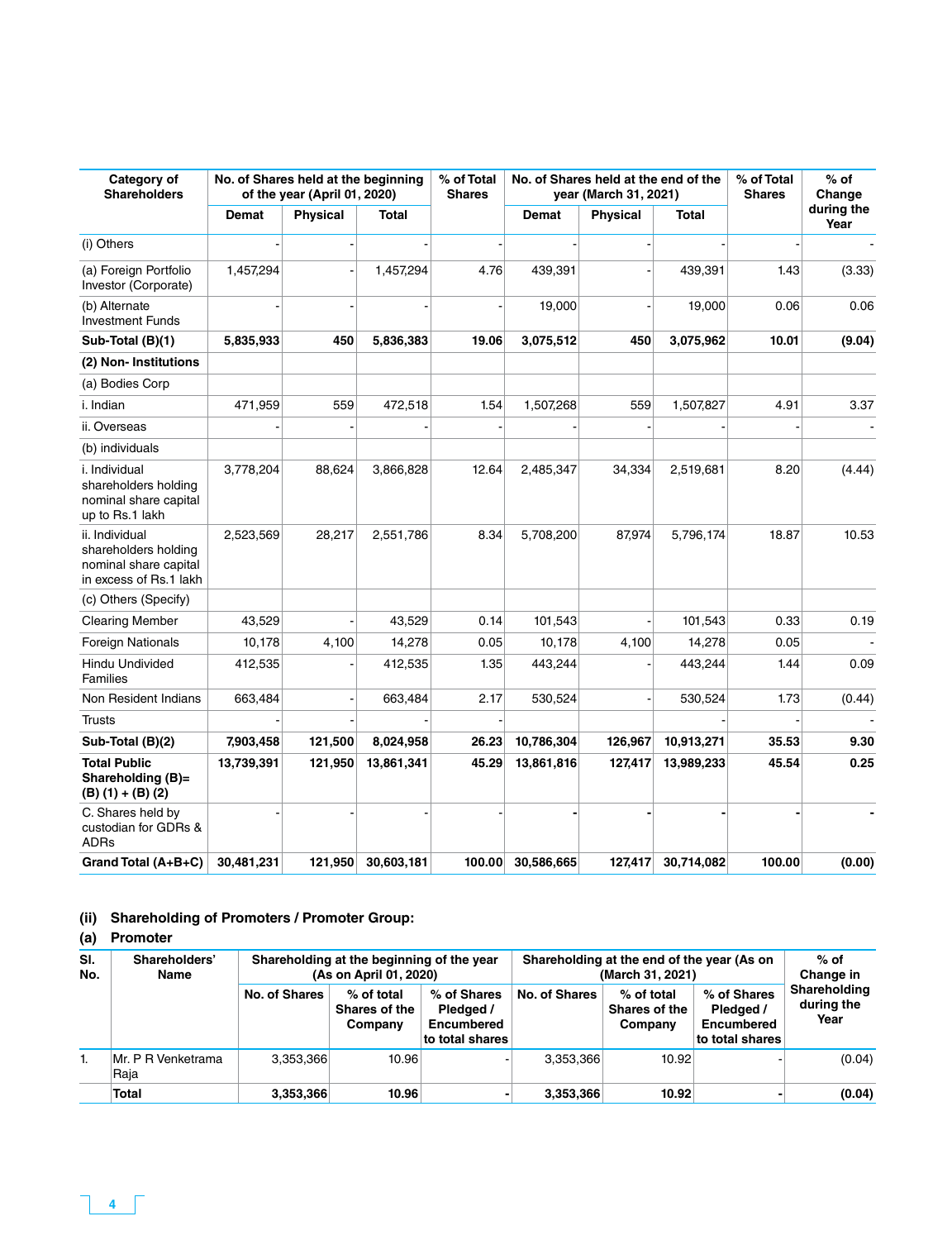| Category of Shareholders | No. of Shares held at the beginning of the year (April 01, 2020) | | | % of Total Shares | No. of Shares held at the end of the year (March 31, 2021) | | | % of Total Shares | % of Change during the Year |
|---|---|---|---|---|---|---|---|---|---|
| | Demat | Physical | Total | | Demat | Physical | Total | | |
| (i) Others | - | - | - | - | - | - | - | - | - |
| (a) Foreign Portfolio Investor (Corporate) | 1,457,294 | - | 1,457,294 | 4.76 | 439,391 | - | 439,391 | 1.43 | (3.33) |
| (b) Alternate Investment Funds | - | - | - | - | 19,000 | - | 19,000 | 0.06 | 0.06 |
| **Sub-Total (B)(1)** | **5,835,933** | **450** | **5,836,383** | **19.06** | **3,075,512** | **450** | **3,075,962** | **10.01** | **(9.04)** |
| **(2) Non- Institutions** | | | | | | | | | |
| (a) Bodies Corp | | | | | | | | | |
| i. Indian | 471,959 | 559 | 472,518 | 1.54 | 1,507,268 | 559 | 1,507,827 | 4.91 | 3.37 |
| ii. Overseas | - | - | - | - | - | - | - | - | - |
| (b) individuals | | | | | | | | | |
| i. Individual shareholders holding nominal share capital up to Rs.1 lakh | 3,778,204 | 88,624 | 3,866,828 | 12.64 | 2,485,347 | 34,334 | 2,519,681 | 8.20 | (4.44) |
| ii. Individual shareholders holding nominal share capital in excess of Rs.1 lakh | 2,523,569 | 28,217 | 2,551,786 | 8.34 | 5,708,200 | 87,974 | 5,796,174 | 18.87 | 10.53 |
| (c) Others (Specify) | | | | | | | | | |
| Clearing Member | 43,529 | - | 43,529 | 0.14 | 101,543 | - | 101,543 | 0.33 | 0.19 |
| Foreign Nationals | 10,178 | 4,100 | 14,278 | 0.05 | 10,178 | 4,100 | 14,278 | 0.05 | - |
| Hindu Undivided Families | 412,535 | - | 412,535 | 1.35 | 443,244 | - | 443,244 | 1.44 | 0.09 |
| Non Resident Indians | 663,484 | - | 663,484 | 2.17 | 530,524 | - | 530,524 | 1.73 | (0.44) |
| Trusts | - | - | - | - | | | - | - | - |
| **Sub-Total (B)(2)** | **7,903,458** | **121,500** | **8,024,958** | **26.23** | **10,786,304** | **126,967** | **10,913,271** | **35.53** | **9.30** |
| **Total Public Shareholding (B)= (B) (1) + (B) (2)** | **13,739,391** | **121,950** | **13,861,341** | **45.29** | **13,861,816** | **127,417** | **13,989,233** | **45.54** | **0.25** |
| C. Shares held by custodian for GDRs & ADRs | - | - | - | - | **-** | **-** | **-** | **-** | **-** |
| **Grand Total (A+B+C)** | **30,481,231** | **121,950** | **30,603,181** | **100.00** | **30,586,665** | **127,417** | **30,714,082** | **100.00** | **(0.00)** |

### (ii) Shareholding of Promoters / Promoter Group:

### (a) Promoter

| Sl. No. | Shareholders' Name | Shareholding at the beginning of the year (As on April 01, 2020) | | | Shareholding at the end of the year (As on (March 31, 2021) | | | % of Change in Shareholding during the Year |
|---|---|---|---|---|---|---|---|---|
| | | No. of Shares | % of total Shares of the Company | % of Shares Pledged / Encumbered to total shares | No. of Shares | % of total Shares of the Company | % of Shares Pledged / Encumbered to total shares | |
| 1. | Mr. P R Venketrama Raja | 3,353,366 | 10.96 | - | 3,353,366 | 10.92 | - | (0.04) |
| | **Total** | **3,353,366** | **10.96** | **-** | **3,353,366** | **10.92** | **-** | **(0.04)** |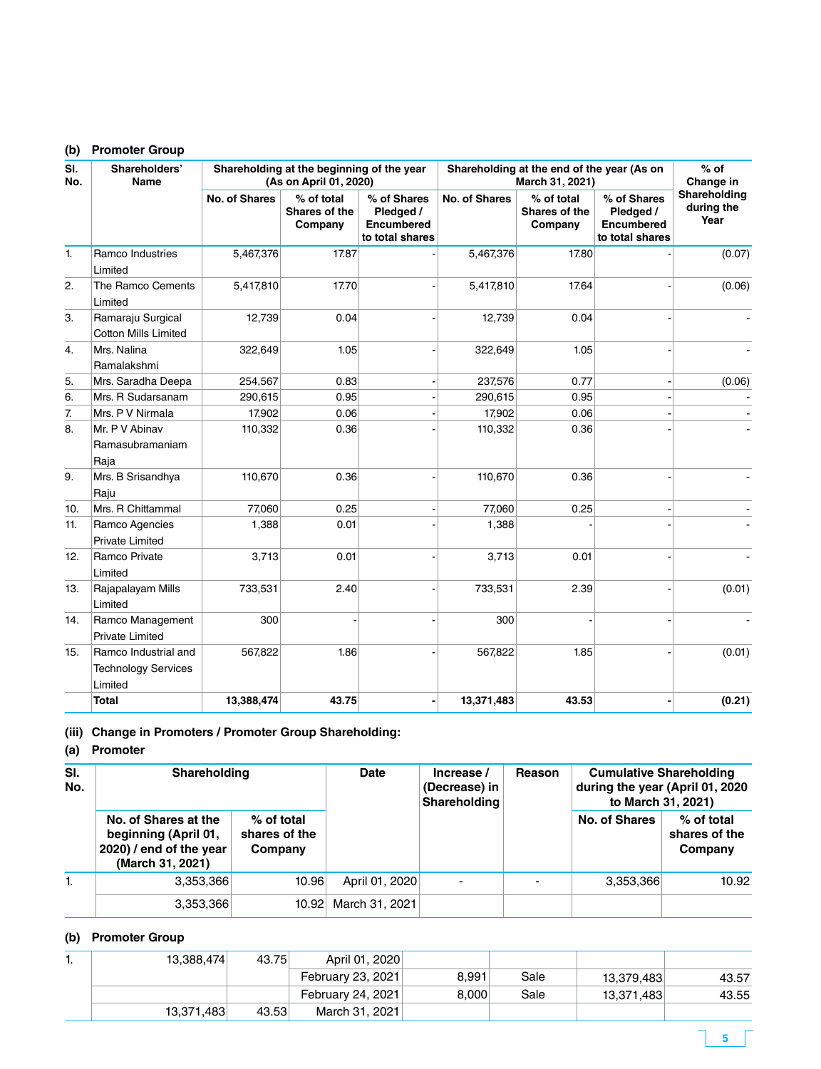### (b) Promoter Group

| Sl. No. | Shareholders' Name | Shareholding at the beginning of the year (As on April 01, 2020) | | | Shareholding at the end of the year (As on March 31, 2021) | | | % of Change in Shareholding during the Year |
|---|---|---|---|---|---|---|---|---|
| | | No. of Shares | % of total Shares of the Company | % of Shares Pledged / Encumbered to total shares | No. of Shares | % of total Shares of the Company | % of Shares Pledged / Encumbered to total shares | |
| 1. | Ramco Industries Limited | 5,467,376 | 17.87 | - | 5,467,376 | 17.80 | - | (0.07) |
| 2. | The Ramco Cements Limited | 5,417,810 | 17.70 | - | 5,417,810 | 17.64 | - | (0.06) |
| 3. | Ramaraju Surgical Cotton Mills Limited | 12,739 | 0.04 | - | 12,739 | 0.04 | - | - |
| 4. | Mrs. Nalina Ramalakshmi | 322,649 | 1.05 | - | 322,649 | 1.05 | - | - |
| 5. | Mrs. Saradha Deepa | 254,567 | 0.83 | - | 237,576 | 0.77 | - | (0.06) |
| 6. | Mrs. R Sudarsanam | 290,615 | 0.95 | - | 290,615 | 0.95 | - | - |
| 7. | Mrs. P V Nirmala | 17,902 | 0.06 | - | 17,902 | 0.06 | - | - |
| 8. | Mr. P V Abinav Ramasubramaniam Raja | 110,332 | 0.36 | - | 110,332 | 0.36 | - | - |
| 9. | Mrs. B Srisandhya Raju | 110,670 | 0.36 | - | 110,670 | 0.36 | - | - |
| 10. | Mrs. R Chittammal | 77,060 | 0.25 | - | 77,060 | 0.25 | - | - |
| 11. | Ramco Agencies Private Limited | 1,388 | 0.01 | - | 1,388 | - | - | - |
| 12. | Ramco Private Limited | 3,713 | 0.01 | - | 3,713 | 0.01 | - | - |
| 13. | Rajapalayam Mills Limited | 733,531 | 2.40 | - | 733,531 | 2.39 | - | (0.01) |
| 14. | Ramco Management Private Limited | 300 | - | - | 300 | - | - | - |
| 15. | Ramco Industrial and Technology Services Limited | 567,822 | 1.86 | - | 567,822 | 1.85 | - | (0.01) |
| | **Total** | **13,388,474** | **43.75** | **-** | **13,371,483** | **43.53** | **-** | **(0.21)** |

### (iii) Change in Promoters / Promoter Group Shareholding:

### (a) Promoter

| Sl. No. | Shareholding | | Date | Increase / (Decrease) in Shareholding | Reason | Cumulative Shareholding during the year (April 01, 2020 to March 31, 2021) | |
|---|---|---|---|---|---|---|---|
| | No. of Shares at the beginning (April 01, 2020) / end of the year (March 31, 2021) | % of total shares of the Company | | | | No. of Shares | % of total shares of the Company |
| 1. | 3,353,366 | 10.96 | April 01, 2020 | - | - | 3,353,366 | 10.92 |
| | 3,353,366 | 10.92 | March 31, 2021 | | | | |

### (b) Promoter Group

| Sl. No. | No. of Shares at the beginning / end of the year | % of total shares of the Company | Date | Increase / (Decrease) in Shareholding | Reason | No. of Shares | % of total shares of the Company |
|---|---|---|---|---|---|---|---|
| 1. | 13,388,474 | 43.75 | April 01, 2020 | | | | |
| | | | February 23, 2021 | 8,991 | Sale | 13,379,483 | 43.57 |
| | | | February 24, 2021 | 8,000 | Sale | 13,371,483 | 43.55 |
| | 13,371,483 | 43.53 | March 31, 2021 | | | | |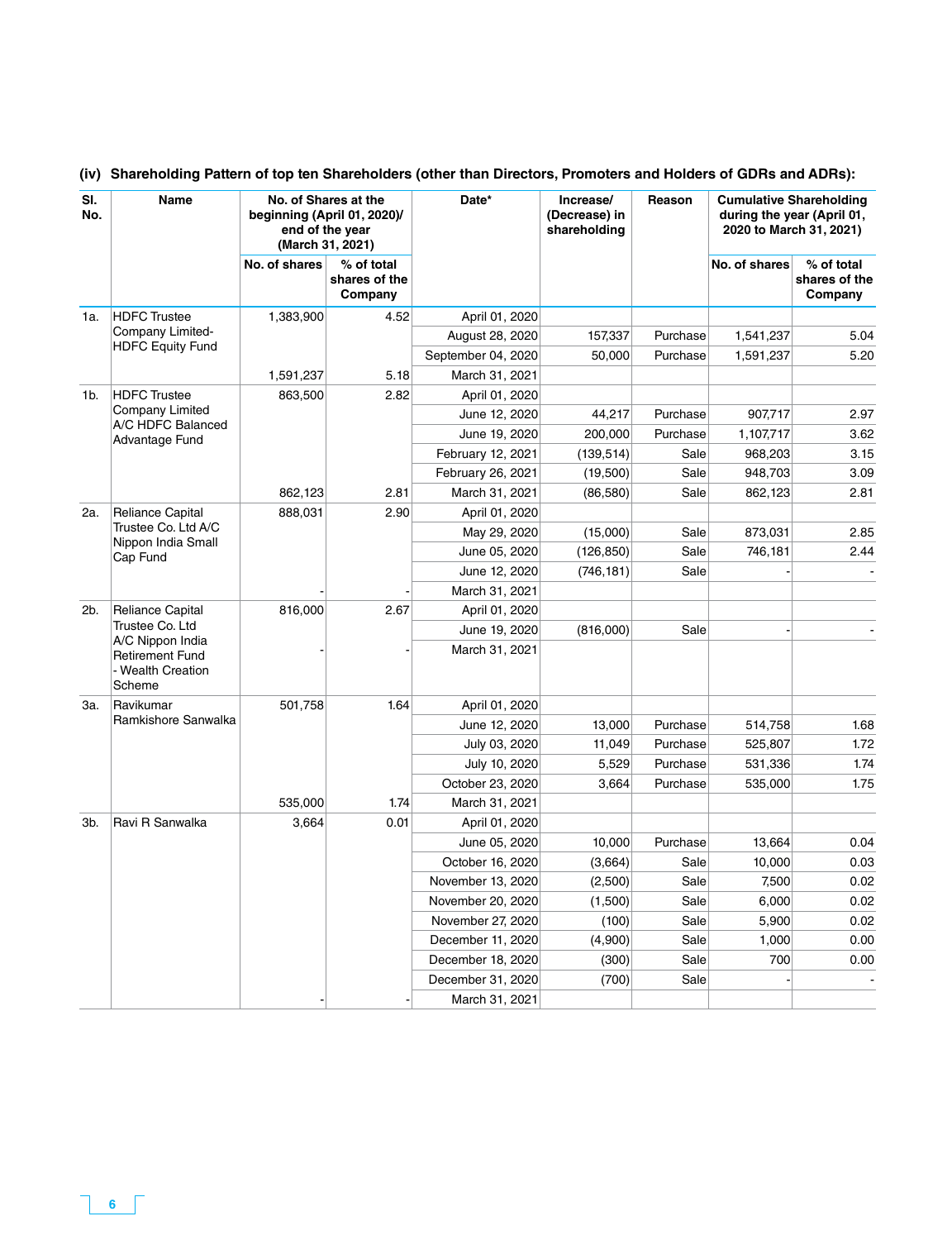**(iv) Shareholding Pattern of top ten Shareholders (other than Directors, Promoters and Holders of GDRs and ADRs):**

| Sl. No. | Name | No. of Shares at the beginning (April 01, 2020)/ end of the year (March 31, 2021) | | Date* | Increase/ (Decrease) in shareholding | Reason | Cumulative Shareholding during the year (April 01, 2020 to March 31, 2021) | |
|---|---|---|---|---|---|---|---|---|
| | | No. of shares | % of total shares of the Company | | | | No. of shares | % of total shares of the Company |
| 1a. | HDFC Trustee Company Limited-HDFC Equity Fund | 1,383,900 | 4.52 | April 01, 2020 | | | | |
| | | | | August 28, 2020 | 157,337 | Purchase | 1,541,237 | 5.04 |
| | | | | September 04, 2020 | 50,000 | Purchase | 1,591,237 | 5.20 |
| | | 1,591,237 | 5.18 | March 31, 2021 | | | | |
| 1b. | HDFC Trustee Company Limited A/C HDFC Balanced Advantage Fund | 863,500 | 2.82 | April 01, 2020 | | | | |
| | | | | June 12, 2020 | 44,217 | Purchase | 907,717 | 2.97 |
| | | | | June 19, 2020 | 200,000 | Purchase | 1,107,717 | 3.62 |
| | | | | February 12, 2021 | (139,514) | Sale | 968,203 | 3.15 |
| | | | | February 26, 2021 | (19,500) | Sale | 948,703 | 3.09 |
| | | 862,123 | 2.81 | March 31, 2021 | (86,580) | Sale | 862,123 | 2.81 |
| 2a. | Reliance Capital Trustee Co. Ltd A/C Nippon India Small Cap Fund | 888,031 | 2.90 | April 01, 2020 | | | | |
| | | | | May 29, 2020 | (15,000) | Sale | 873,031 | 2.85 |
| | | | | June 05, 2020 | (126,850) | Sale | 746,181 | 2.44 |
| | | | | June 12, 2020 | (746,181) | Sale | - | - |
| | | - | - | March 31, 2021 | | | | |
| 2b. | Reliance Capital Trustee Co. Ltd A/C Nippon India Retirement Fund - Wealth Creation Scheme | 816,000 | 2.67 | April 01, 2020 | | | | |
| | | | | June 19, 2020 | (816,000) | Sale | - | - |
| | | - | - | March 31, 2021 | | | | |
| 3a. | Ravikumar Ramkishore Sanwalka | 501,758 | 1.64 | April 01, 2020 | | | | |
| | | | | June 12, 2020 | 13,000 | Purchase | 514,758 | 1.68 |
| | | | | July 03, 2020 | 11,049 | Purchase | 525,807 | 1.72 |
| | | | | July 10, 2020 | 5,529 | Purchase | 531,336 | 1.74 |
| | | | | October 23, 2020 | 3,664 | Purchase | 535,000 | 1.75 |
| | | 535,000 | 1.74 | March 31, 2021 | | | | |
| 3b. | Ravi R Sanwalka | 3,664 | 0.01 | April 01, 2020 | | | | |
| | | | | June 05, 2020 | 10,000 | Purchase | 13,664 | 0.04 |
| | | | | October 16, 2020 | (3,664) | Sale | 10,000 | 0.03 |
| | | | | November 13, 2020 | (2,500) | Sale | 7,500 | 0.02 |
| | | | | November 20, 2020 | (1,500) | Sale | 6,000 | 0.02 |
| | | | | November 27, 2020 | (100) | Sale | 5,900 | 0.02 |
| | | | | December 11, 2020 | (4,900) | Sale | 1,000 | 0.00 |
| | | | | December 18, 2020 | (300) | Sale | 700 | 0.00 |
| | | | | December 31, 2020 | (700) | Sale | - | - |
| | | - | - | March 31, 2021 | | | | |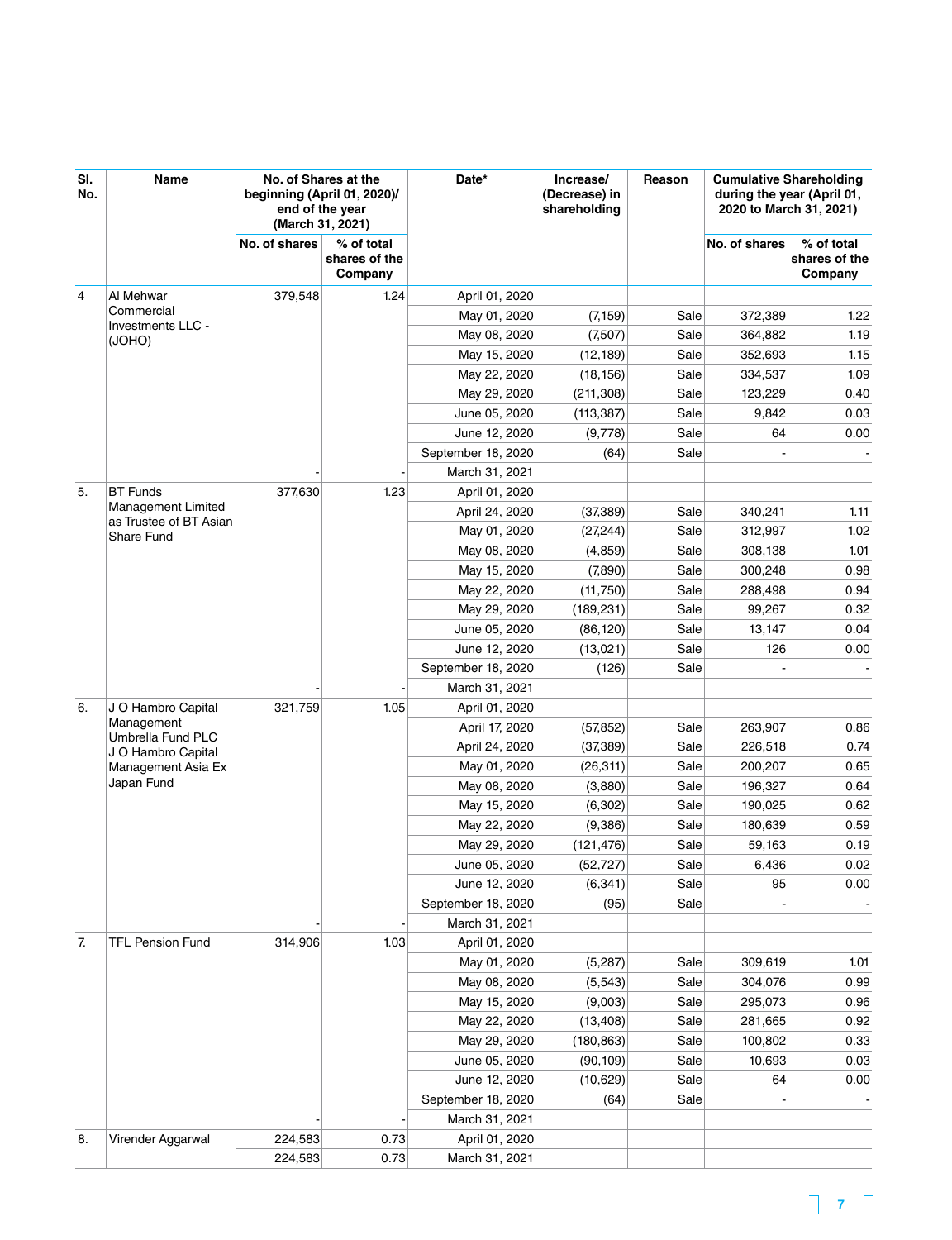| Sl. No. | Name | No. of Shares at the beginning (April 01, 2020)/ end of the year (March 31, 2021) | | Date* | Increase/ (Decrease) in shareholding | Reason | Cumulative Shareholding during the year (April 01, 2020 to March 31, 2021) | |
|---|---|---|---|---|---|---|---|---|
| | | No. of shares | % of total shares of the Company | | | | No. of shares | % of total shares of the Company |
| 4 | Al Mehwar Commercial Investments LLC - (JOHO) | 379,548 | 1.24 | April 01, 2020 | | | | |
| | | | | May 01, 2020 | (7,159) | Sale | 372,389 | 1.22 |
| | | | | May 08, 2020 | (7,507) | Sale | 364,882 | 1.19 |
| | | | | May 15, 2020 | (12,189) | Sale | 352,693 | 1.15 |
| | | | | May 22, 2020 | (18,156) | Sale | 334,537 | 1.09 |
| | | | | May 29, 2020 | (211,308) | Sale | 123,229 | 0.40 |
| | | | | June 05, 2020 | (113,387) | Sale | 9,842 | 0.03 |
| | | | | June 12, 2020 | (9,778) | Sale | 64 | 0.00 |
| | | | | September 18, 2020 | (64) | Sale | - | - |
| | | - | - | March 31, 2021 | | | | |
| 5. | BT Funds Management Limited as Trustee of BT Asian Share Fund | 377,630 | 1.23 | April 01, 2020 | | | | |
| | | | | April 24, 2020 | (37,389) | Sale | 340,241 | 1.11 |
| | | | | May 01, 2020 | (27,244) | Sale | 312,997 | 1.02 |
| | | | | May 08, 2020 | (4,859) | Sale | 308,138 | 1.01 |
| | | | | May 15, 2020 | (7,890) | Sale | 300,248 | 0.98 |
| | | | | May 22, 2020 | (11,750) | Sale | 288,498 | 0.94 |
| | | | | May 29, 2020 | (189,231) | Sale | 99,267 | 0.32 |
| | | | | June 05, 2020 | (86,120) | Sale | 13,147 | 0.04 |
| | | | | June 12, 2020 | (13,021) | Sale | 126 | 0.00 |
| | | | | September 18, 2020 | (126) | Sale | - | - |
| | | - | - | March 31, 2021 | | | | |
| 6. | J O Hambro Capital Management Umbrella Fund PLC J O Hambro Capital Management Asia Ex Japan Fund | 321,759 | 1.05 | April 01, 2020 | | | | |
| | | | | April 17, 2020 | (57,852) | Sale | 263,907 | 0.86 |
| | | | | April 24, 2020 | (37,389) | Sale | 226,518 | 0.74 |
| | | | | May 01, 2020 | (26,311) | Sale | 200,207 | 0.65 |
| | | | | May 08, 2020 | (3,880) | Sale | 196,327 | 0.64 |
| | | | | May 15, 2020 | (6,302) | Sale | 190,025 | 0.62 |
| | | | | May 22, 2020 | (9,386) | Sale | 180,639 | 0.59 |
| | | | | May 29, 2020 | (121,476) | Sale | 59,163 | 0.19 |
| | | | | June 05, 2020 | (52,727) | Sale | 6,436 | 0.02 |
| | | | | June 12, 2020 | (6,341) | Sale | 95 | 0.00 |
| | | | | September 18, 2020 | (95) | Sale | - | - |
| | | - | - | March 31, 2021 | | | | |
| 7. | TFL Pension Fund | 314,906 | 1.03 | April 01, 2020 | | | | |
| | | | | May 01, 2020 | (5,287) | Sale | 309,619 | 1.01 |
| | | | | May 08, 2020 | (5,543) | Sale | 304,076 | 0.99 |
| | | | | May 15, 2020 | (9,003) | Sale | 295,073 | 0.96 |
| | | | | May 22, 2020 | (13,408) | Sale | 281,665 | 0.92 |
| | | | | May 29, 2020 | (180,863) | Sale | 100,802 | 0.33 |
| | | | | June 05, 2020 | (90,109) | Sale | 10,693 | 0.03 |
| | | | | June 12, 2020 | (10,629) | Sale | 64 | 0.00 |
| | | | | September 18, 2020 | (64) | Sale | - | - |
| | | - | - | March 31, 2021 | | | | |
| 8. | Virender Aggarwal | 224,583 | 0.73 | April 01, 2020 | | | | |
| | | 224,583 | 0.73 | March 31, 2021 | | | | |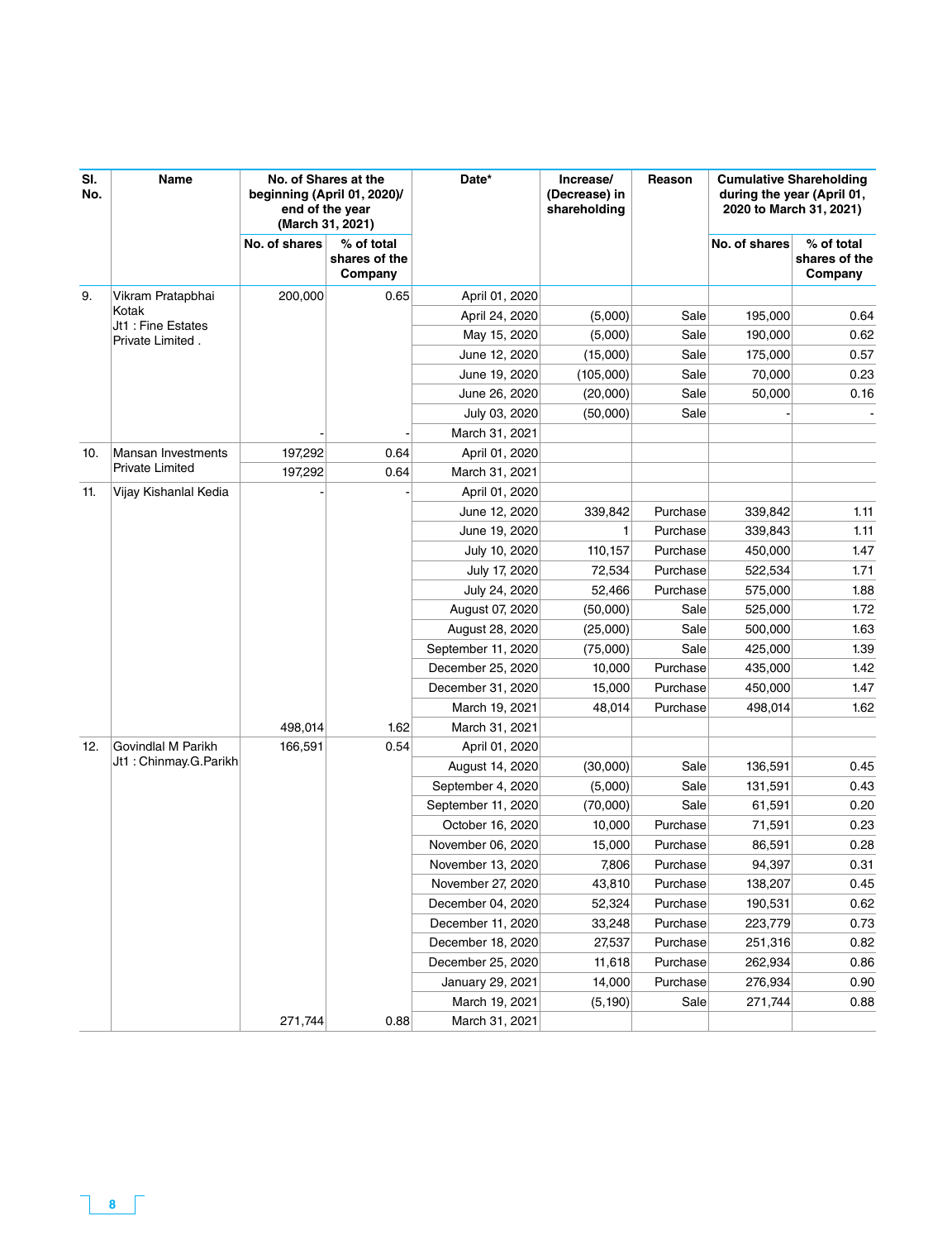| Sl. No. | Name | No. of Shares at the beginning (April 01, 2020)/ end of the year (March 31, 2021) | | Date* | Increase/ (Decrease) in shareholding | Reason | Cumulative Shareholding during the year (April 01, 2020 to March 31, 2021) | |
|---|---|---|---|---|---|---|---|---|
| | | No. of shares | % of total shares of the Company | | | | No. of shares | % of total shares of the Company |
| 9. | Vikram Pratapbhai Kotak Jt1 : Fine Estates Private Limited . | 200,000 | 0.65 | April 01, 2020 | | | | |
| | | | | April 24, 2020 | (5,000) | Sale | 195,000 | 0.64 |
| | | | | May 15, 2020 | (5,000) | Sale | 190,000 | 0.62 |
| | | | | June 12, 2020 | (15,000) | Sale | 175,000 | 0.57 |
| | | | | June 19, 2020 | (105,000) | Sale | 70,000 | 0.23 |
| | | | | June 26, 2020 | (20,000) | Sale | 50,000 | 0.16 |
| | | | | July 03, 2020 | (50,000) | Sale | - | - |
| | | - | - | March 31, 2021 | | | | |
| 10. | Mansan Investments Private Limited | 197,292 | 0.64 | April 01, 2020 | | | | |
| | | 197,292 | 0.64 | March 31, 2021 | | | | |
| 11. | Vijay Kishanlal Kedia | - | - | April 01, 2020 | | | | |
| | | | | June 12, 2020 | 339,842 | Purchase | 339,842 | 1.11 |
| | | | | June 19, 2020 | 1 | Purchase | 339,843 | 1.11 |
| | | | | July 10, 2020 | 110,157 | Purchase | 450,000 | 1.47 |
| | | | | July 17, 2020 | 72,534 | Purchase | 522,534 | 1.71 |
| | | | | July 24, 2020 | 52,466 | Purchase | 575,000 | 1.88 |
| | | | | August 07, 2020 | (50,000) | Sale | 525,000 | 1.72 |
| | | | | August 28, 2020 | (25,000) | Sale | 500,000 | 1.63 |
| | | | | September 11, 2020 | (75,000) | Sale | 425,000 | 1.39 |
| | | | | December 25, 2020 | 10,000 | Purchase | 435,000 | 1.42 |
| | | | | December 31, 2020 | 15,000 | Purchase | 450,000 | 1.47 |
| | | | | March 19, 2021 | 48,014 | Purchase | 498,014 | 1.62 |
| | | 498,014 | 1.62 | March 31, 2021 | | | | |
| 12. | Govindlal M Parikh Jt1 : Chinmay.G.Parikh | 166,591 | 0.54 | April 01, 2020 | | | | |
| | | | | August 14, 2020 | (30,000) | Sale | 136,591 | 0.45 |
| | | | | September 4, 2020 | (5,000) | Sale | 131,591 | 0.43 |
| | | | | September 11, 2020 | (70,000) | Sale | 61,591 | 0.20 |
| | | | | October 16, 2020 | 10,000 | Purchase | 71,591 | 0.23 |
| | | | | November 06, 2020 | 15,000 | Purchase | 86,591 | 0.28 |
| | | | | November 13, 2020 | 7,806 | Purchase | 94,397 | 0.31 |
| | | | | November 27, 2020 | 43,810 | Purchase | 138,207 | 0.45 |
| | | | | December 04, 2020 | 52,324 | Purchase | 190,531 | 0.62 |
| | | | | December 11, 2020 | 33,248 | Purchase | 223,779 | 0.73 |
| | | | | December 18, 2020 | 27,537 | Purchase | 251,316 | 0.82 |
| | | | | December 25, 2020 | 11,618 | Purchase | 262,934 | 0.86 |
| | | | | January 29, 2021 | 14,000 | Purchase | 276,934 | 0.90 |
| | | | | March 19, 2021 | (5,190) | Sale | 271,744 | 0.88 |
| | | 271,744 | 0.88 | March 31, 2021 | | | | |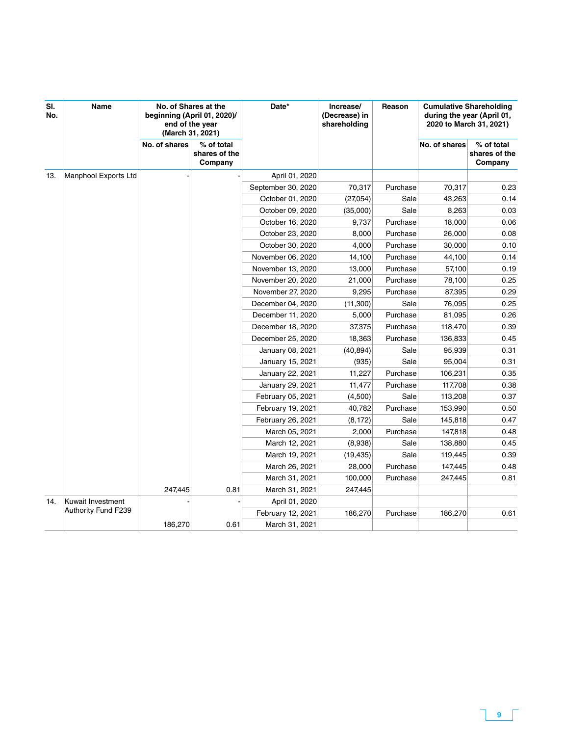| Sl. No. | Name | No. of Shares at the beginning (April 01, 2020)/ end of the year (March 31, 2021) | | Date* | Increase/ (Decrease) in shareholding | Reason | Cumulative Shareholding during the year (April 01, 2020 to March 31, 2021) | |
|---|---|---|---|---|---|---|---|---|
| | | No. of shares | % of total shares of the Company | | | | No. of shares | % of total shares of the Company |
| 13. | Manphool Exports Ltd | - | - | April 01, 2020 | | | | |
| | | | | September 30, 2020 | 70,317 | Purchase | 70,317 | 0.23 |
| | | | | October 01, 2020 | (27,054) | Sale | 43,263 | 0.14 |
| | | | | October 09, 2020 | (35,000) | Sale | 8,263 | 0.03 |
| | | | | October 16, 2020 | 9,737 | Purchase | 18,000 | 0.06 |
| | | | | October 23, 2020 | 8,000 | Purchase | 26,000 | 0.08 |
| | | | | October 30, 2020 | 4,000 | Purchase | 30,000 | 0.10 |
| | | | | November 06, 2020 | 14,100 | Purchase | 44,100 | 0.14 |
| | | | | November 13, 2020 | 13,000 | Purchase | 57,100 | 0.19 |
| | | | | November 20, 2020 | 21,000 | Purchase | 78,100 | 0.25 |
| | | | | November 27, 2020 | 9,295 | Purchase | 87,395 | 0.29 |
| | | | | December 04, 2020 | (11,300) | Sale | 76,095 | 0.25 |
| | | | | December 11, 2020 | 5,000 | Purchase | 81,095 | 0.26 |
| | | | | December 18, 2020 | 37,375 | Purchase | 118,470 | 0.39 |
| | | | | December 25, 2020 | 18,363 | Purchase | 136,833 | 0.45 |
| | | | | January 08, 2021 | (40,894) | Sale | 95,939 | 0.31 |
| | | | | January 15, 2021 | (935) | Sale | 95,004 | 0.31 |
| | | | | January 22, 2021 | 11,227 | Purchase | 106,231 | 0.35 |
| | | | | January 29, 2021 | 11,477 | Purchase | 117,708 | 0.38 |
| | | | | February 05, 2021 | (4,500) | Sale | 113,208 | 0.37 |
| | | | | February 19, 2021 | 40,782 | Purchase | 153,990 | 0.50 |
| | | | | February 26, 2021 | (8,172) | Sale | 145,818 | 0.47 |
| | | | | March 05, 2021 | 2,000 | Purchase | 147,818 | 0.48 |
| | | | | March 12, 2021 | (8,938) | Sale | 138,880 | 0.45 |
| | | | | March 19, 2021 | (19,435) | Sale | 119,445 | 0.39 |
| | | | | March 26, 2021 | 28,000 | Purchase | 147,445 | 0.48 |
| | | | | March 31, 2021 | 100,000 | Purchase | 247,445 | 0.81 |
| | | 247,445 | 0.81 | March 31, 2021 | 247,445 | | | |
| 14. | Kuwait Investment Authority Fund F239 | - | - | April 01, 2020 | | | | |
| | | | | February 12, 2021 | 186,270 | Purchase | 186,270 | 0.61 |
| | | 186,270 | 0.61 | March 31, 2021 | | | | |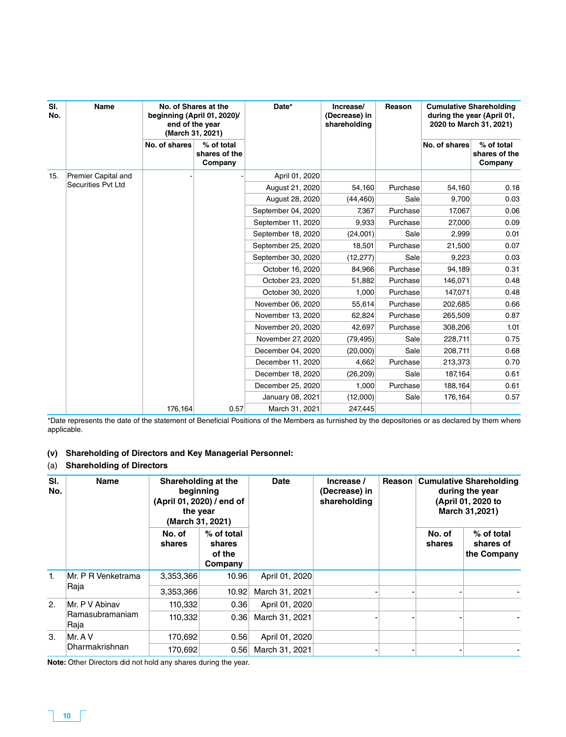| Sl. No. | Name | No. of Shares at the beginning (April 01, 2020)/ end of the year (March 31, 2021) | | Date* | Increase/ (Decrease) in shareholding | Reason | Cumulative Shareholding during the year (April 01, 2020 to March 31, 2021) | |
|---|---|---|---|---|---|---|---|---|
| | | No. of shares | % of total shares of the Company | | | | No. of shares | % of total shares of the Company |
| 15. | Premier Capital and Securities Pvt Ltd | - | - | April 01, 2020 | | | | |
| | | | | August 21, 2020 | 54,160 | Purchase | 54,160 | 0.18 |
| | | | | August 28, 2020 | (44,460) | Sale | 9,700 | 0.03 |
| | | | | September 04, 2020 | 7,367 | Purchase | 17,067 | 0.06 |
| | | | | September 11, 2020 | 9,933 | Purchase | 27,000 | 0.09 |
| | | | | September 18, 2020 | (24,001) | Sale | 2,999 | 0.01 |
| | | | | September 25, 2020 | 18,501 | Purchase | 21,500 | 0.07 |
| | | | | September 30, 2020 | (12,277) | Sale | 9,223 | 0.03 |
| | | | | October 16, 2020 | 84,966 | Purchase | 94,189 | 0.31 |
| | | | | October 23, 2020 | 51,882 | Purchase | 146,071 | 0.48 |
| | | | | October 30, 2020 | 1,000 | Purchase | 147,071 | 0.48 |
| | | | | November 06, 2020 | 55,614 | Purchase | 202,685 | 0.66 |
| | | | | November 13, 2020 | 62,824 | Purchase | 265,509 | 0.87 |
| | | | | November 20, 2020 | 42,697 | Purchase | 308,206 | 1.01 |
| | | | | November 27, 2020 | (79,495) | Sale | 228,711 | 0.75 |
| | | | | December 04, 2020 | (20,000) | Sale | 208,711 | 0.68 |
| | | | | December 11, 2020 | 4,662 | Purchase | 213,373 | 0.70 |
| | | | | December 18, 2020 | (26,209) | Sale | 187,164 | 0.61 |
| | | | | December 25, 2020 | 1,000 | Purchase | 188,164 | 0.61 |
| | | | | January 08, 2021 | (12,000) | Sale | 176,164 | 0.57 |
| | | 176,164 | 0.57 | March 31, 2021 | 247,445 | | | |

*Date represents the date of the statement of Beneficial Positions of the Members as furnished by the depositories or as declared by them where applicable.

**(v) Shareholding of Directors and Key Managerial Personnel:**

**(a) Shareholding of Directors**

| Sl. No. | Name | Shareholding at the beginning (April 01, 2020) / end of the year (March 31, 2021) | | Date | Increase / (Decrease) in shareholding | Reason | Cumulative Shareholding during the year (April 01, 2020 to March 31,2021) | |
|---|---|---|---|---|---|---|---|---|
| | | No. of shares | % of total shares of the Company | | | | No. of shares | % of total shares of the Company |
| 1. | Mr. P R Venketrama Raja | 3,353,366 | 10.96 | April 01, 2020 | | | | |
| | | 3,353,366 | 10.92 | March 31, 2021 | - | - | - | - |
| 2. | Mr. P V Abinav Ramasubramaniam Raja | 110,332 | 0.36 | April 01, 2020 | | | | |
| | | 110,332 | 0.36 | March 31, 2021 | - | - | - | - |
| 3. | Mr. A V Dharmakrishnan | 170,692 | 0.56 | April 01, 2020 | | | | |
| | | 170,692 | 0.56 | March 31, 2021 | - | - | - | - |

**Note:** Other Directors did not hold any shares during the year.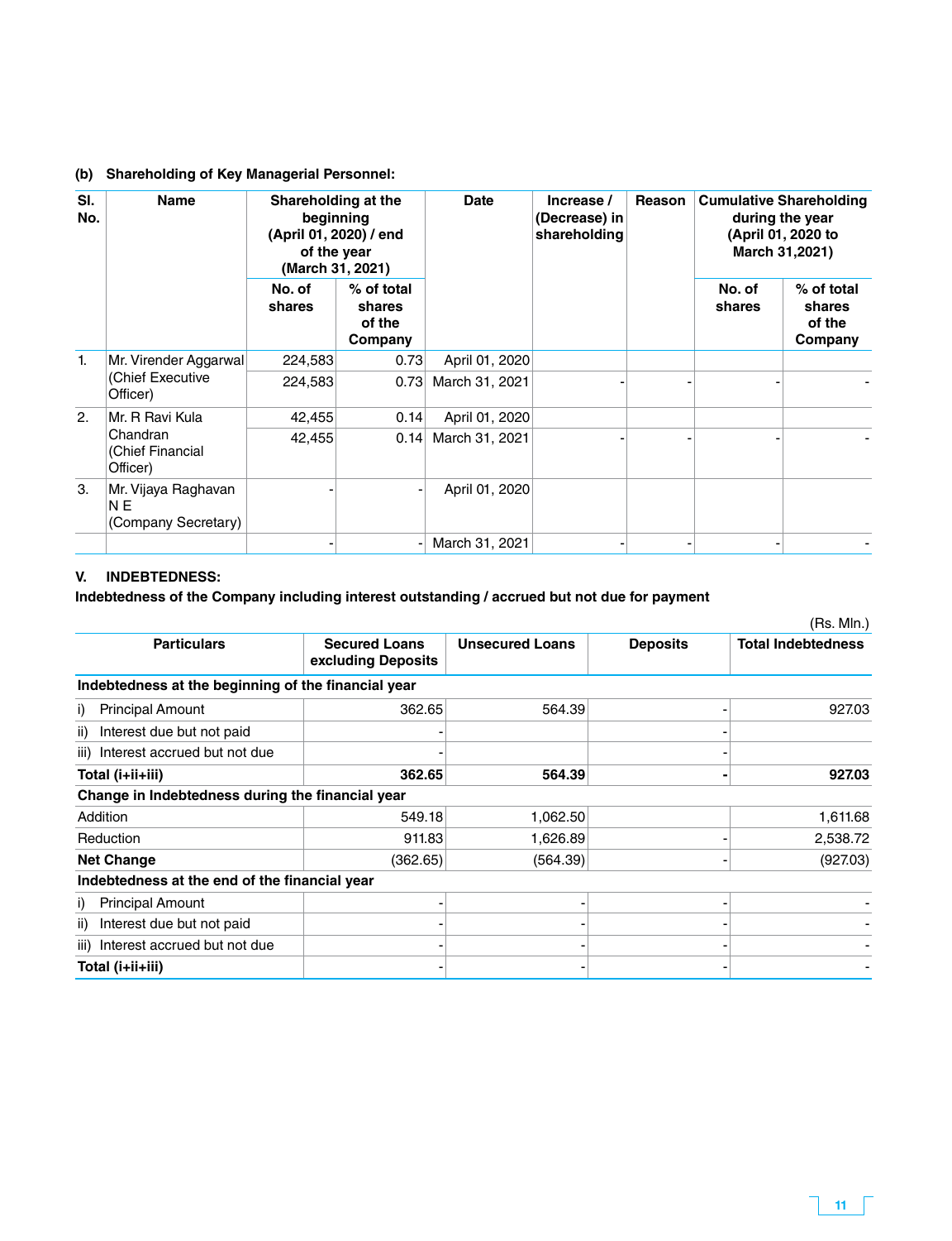**(b) Shareholding of Key Managerial Personnel:**

| Sl. No. | Name | Shareholding at the beginning (April 01, 2020) / end of the year (March 31, 2021) | | Date | Increase / (Decrease) in shareholding | Reason | Cumulative Shareholding during the year (April 01, 2020 to March 31,2021) | |
|---|---|---|---|---|---|---|---|---|
| | | No. of shares | % of total shares of the Company | | | | No. of shares | % of total shares of the Company |
| 1. | Mr. Virender Aggarwal (Chief Executive Officer) | 224,583 | 0.73 | April 01, 2020 | | | | |
| | | 224,583 | 0.73 | March 31, 2021 | - | - | - | - |
| 2. | Mr. R Ravi Kula Chandran (Chief Financial Officer) | 42,455 | 0.14 | April 01, 2020 | | | | |
| | | 42,455 | 0.14 | March 31, 2021 | - | - | - | - |
| 3. | Mr. Vijaya Raghavan N E (Company Secretary) | - | - | April 01, 2020 | | | | |
| | | - | - | March 31, 2021 | - | - | - | - |

## V. INDEBTEDNESS:

**Indebtedness of the Company including interest outstanding / accrued but not due for payment**

(Rs. Mln.)

| Particulars | Secured Loans excluding Deposits | Unsecured Loans | Deposits | Total Indebtedness |
|---|---|---|---|---|
| **Indebtedness at the beginning of the financial year** | | | | |
| i) Principal Amount | 362.65 | 564.39 | - | 927.03 |
| ii) Interest due but not paid | - | | - | |
| iii) Interest accrued but not due | - | | - | |
| **Total (i+ii+iii)** | **362.65** | **564.39** | **-** | **927.03** |
| **Change in Indebtedness during the financial year** | | | | |
| Addition | 549.18 | 1,062.50 | | 1,611.68 |
| Reduction | 911.83 | 1,626.89 | - | 2,538.72 |
| **Net Change** | (362.65) | (564.39) | - | (927.03) |
| **Indebtedness at the end of the financial year** | | | | |
| i) Principal Amount | - | - | - | - |
| ii) Interest due but not paid | - | - | - | - |
| iii) Interest accrued but not due | - | - | - | - |
| **Total (i+ii+iii)** | - | - | - | - |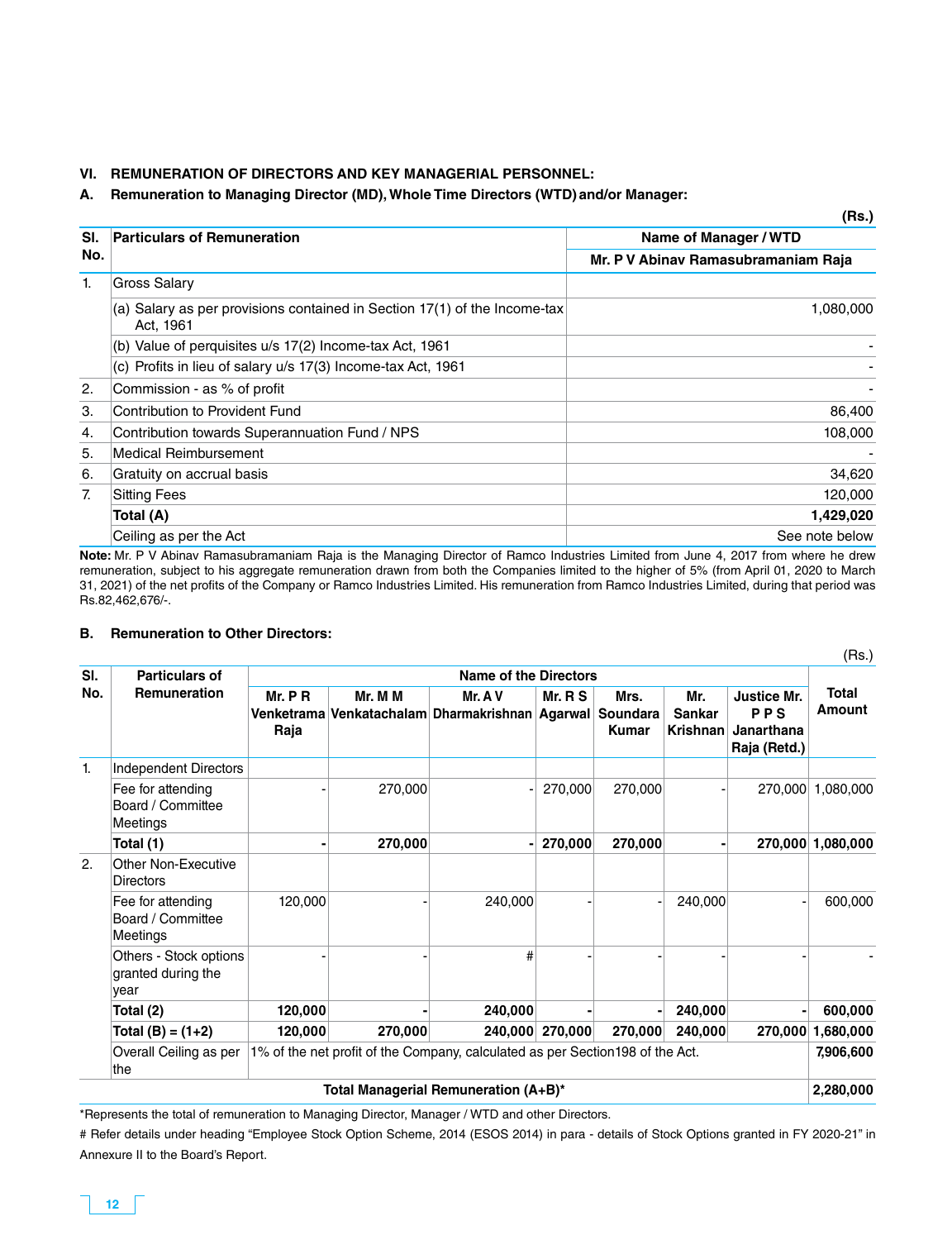### VI. REMUNERATION OF DIRECTORS AND KEY MANAGERIAL PERSONNEL:

### A. Remuneration to Managing Director (MD), Whole Time Directors (WTD) and/or Manager:

**(Rs.)**

| Sl. No. | Particulars of Remuneration | Name of Manager / WTD |
|---|---|---|
| | | Mr. P V Abinav Ramasubramaniam Raja |
| 1. | Gross Salary | |
| | (a) Salary as per provisions contained in Section 17(1) of the Income-tax Act, 1961 | 1,080,000 |
| | (b) Value of perquisites u/s 17(2) Income-tax Act, 1961 | - |
| | (c) Profits in lieu of salary u/s 17(3) Income-tax Act, 1961 | - |
| 2. | Commission - as % of profit | - |
| 3. | Contribution to Provident Fund | 86,400 |
| 4. | Contribution towards Superannuation Fund / NPS | 108,000 |
| 5. | Medical Reimbursement | - |
| 6. | Gratuity on accrual basis | 34,620 |
| 7. | Sitting Fees | 120,000 |
| | **Total (A)** | **1,429,020** |
| | Ceiling as per the Act | See note below |

**Note:** Mr. P V Abinav Ramasubramaniam Raja is the Managing Director of Ramco Industries Limited from June 4, 2017 from where he drew remuneration, subject to his aggregate remuneration drawn from both the Companies limited to the higher of 5% (from April 01, 2020 to March 31, 2021) of the net profits of the Company or Ramco Industries Limited. His remuneration from Ramco Industries Limited, during that period was Rs.82,462,676/-.

### B. Remuneration to Other Directors:

(Rs.)

| Sl. No. | Particulars of Remuneration | Name of the Directors | | | | | | | Total Amount |
|---|---|---|---|---|---|---|---|---|---|
| | | Mr. P R Venketrama Raja | Mr. M M Venkatachalam | Mr. A V Dharmakrishnan | Mr. R S Agarwal | Mrs. Soundara Kumar | Mr. Sankar Krishnan | Justice Mr. P P S Janarthana Raja (Retd.) | |
| 1. | Independent Directors | | | | | | | | |
| | Fee for attending Board / Committee Meetings | - | 270,000 | - | 270,000 | 270,000 | - | 270,000 | 1,080,000 |
| | **Total (1)** | **-** | **270,000** | **-** | **270,000** | **270,000** | **-** | **270,000** | **1,080,000** |
| 2. | Other Non-Executive Directors | | | | | | | | |
| | Fee for attending Board / Committee Meetings | 120,000 | - | 240,000 | - | - | 240,000 | - | 600,000 |
| | Others - Stock options granted during the year | - | - | # | - | - | - | - | - |
| | **Total (2)** | **120,000** | **-** | **240,000** | **-** | **-** | **240,000** | **-** | **600,000** |
| | **Total (B) = (1+2)** | **120,000** | **270,000** | **240,000** | **270,000** | **270,000** | **240,000** | **270,000** | **1,680,000** |
| | Overall Ceiling as per the | 1% of the net profit of the Company, calculated as per Section198 of the Act. | | | | | | | **7,906,600** |
| | **Total Managerial Remuneration (A+B)*** | | | | | | | | **2,280,000** |

*Represents the total of remuneration to Managing Director, Manager / WTD and other Directors.

# Refer details under heading "Employee Stock Option Scheme, 2014 (ESOS 2014) in para - details of Stock Options granted in FY 2020-21" in Annexure II to the Board's Report.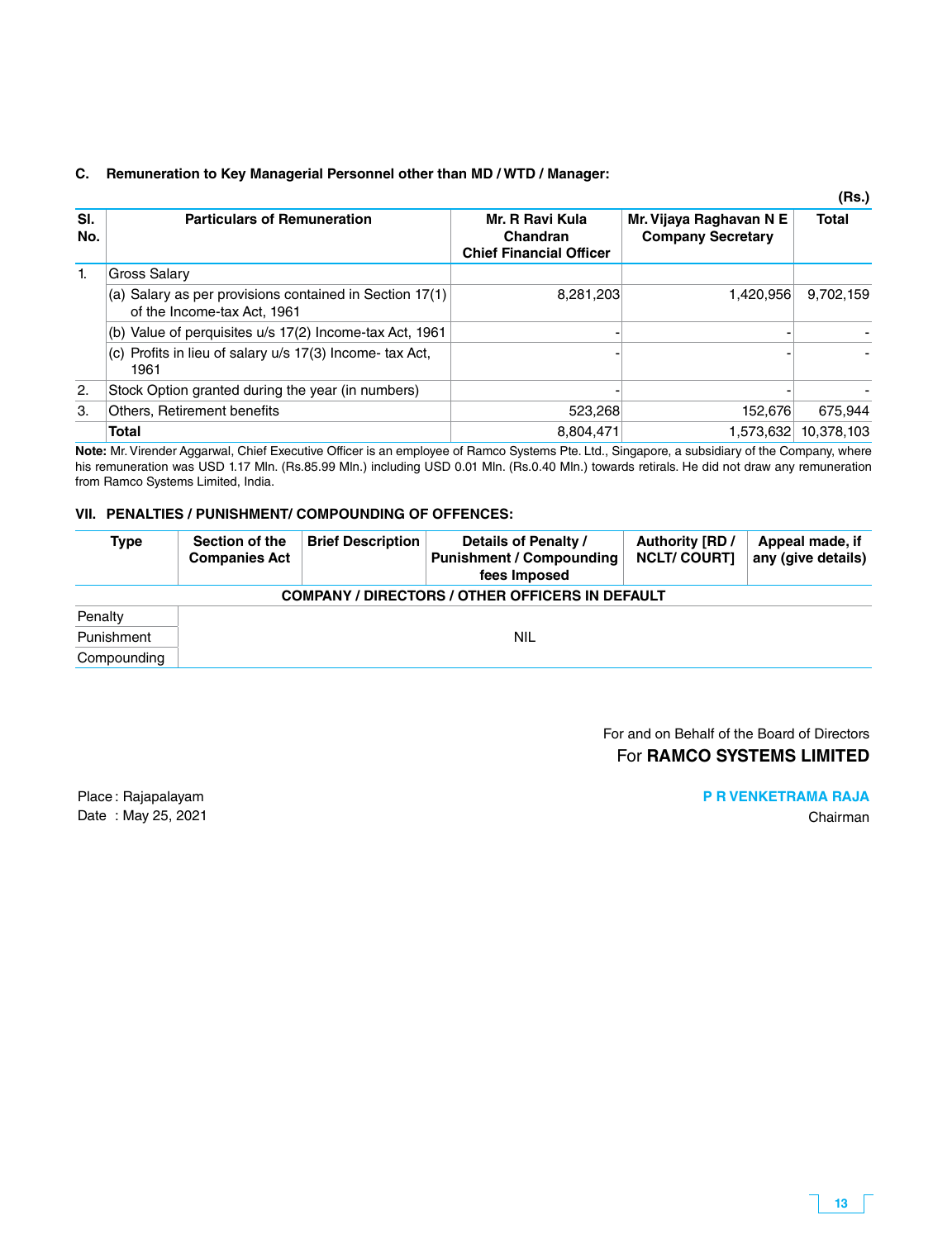**C. Remuneration to Key Managerial Personnel other than MD / WTD / Manager:**

(Rs.)

| Sl. No. | Particulars of Remuneration | Mr. R Ravi Kula Chandran Chief Financial Officer | Mr. Vijaya Raghavan N E Company Secretary | Total |
|---|---|---|---|---|
| 1. | Gross Salary | | | |
| | (a) Salary as per provisions contained in Section 17(1) of the Income-tax Act, 1961 | 8,281,203 | 1,420,956 | 9,702,159 |
| | (b) Value of perquisites u/s 17(2) Income-tax Act, 1961 | - | - | - |
| | (c) Profits in lieu of salary u/s 17(3) Income- tax Act, 1961 | - | - | - |
| 2. | Stock Option granted during the year (in numbers) | - | - | - |
| 3. | Others, Retirement benefits | 523,268 | 152,676 | 675,944 |
| | **Total** | 8,804,471 | 1,573,632 | 10,378,103 |

**Note:** Mr. Virender Aggarwal, Chief Executive Officer is an employee of Ramco Systems Pte. Ltd., Singapore, a subsidiary of the Company, where his remuneration was USD 1.17 Mln. (Rs.85.99 Mln.) including USD 0.01 Mln. (Rs.0.40 Mln.) towards retirals. He did not draw any remuneration from Ramco Systems Limited, India.

**VII. PENALTIES / PUNISHMENT/ COMPOUNDING OF OFFENCES:**

| Type | Section of the Companies Act | Brief Description | Details of Penalty / Punishment / Compounding fees Imposed | Authority [RD / NCLT/ COURT] | Appeal made, if any (give details) |
|---|---|---|---|---|---|
| **COMPANY / DIRECTORS / OTHER OFFICERS IN DEFAULT** | | | | | |
| Penalty | | | | | |
| Punishment | | | NIL | | |
| Compounding | | | | | |

For and on Behalf of the Board of Directors
For **RAMCO SYSTEMS LIMITED**

Place : Rajapalayam
Date : May 25, 2021

**P R VENKETRAMA RAJA**
Chairman